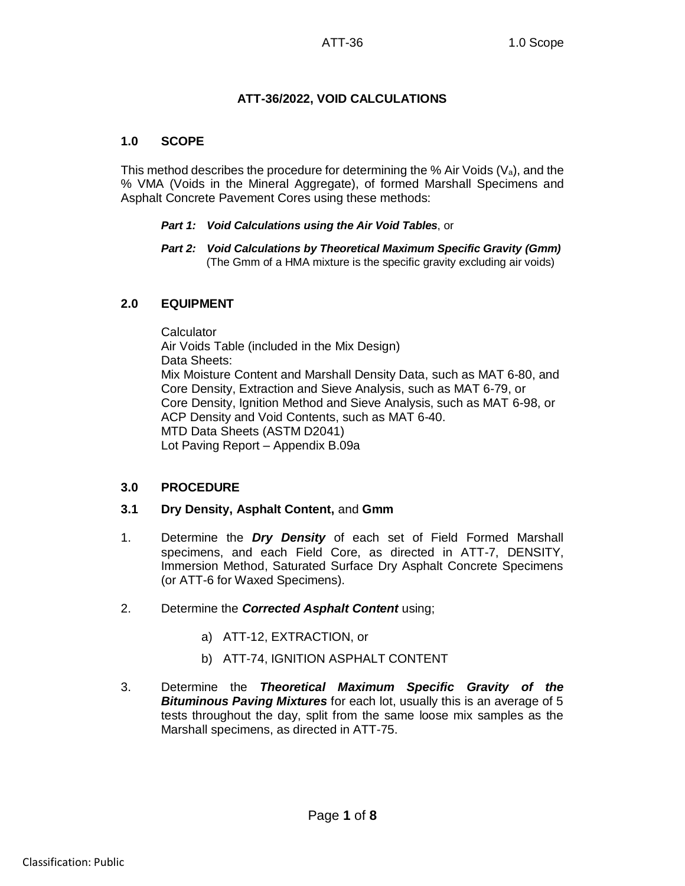# ATT-36/2022, VOID CALCULATIONS

## 1.0 SCOPE

This method describes the procedure for determining the % Air Voids ($V_a$), and the % VMA (Voids in the Mineral Aggregate), of formed Marshall Specimens and Asphalt Concrete Pavement Cores using these methods:

***Part 1: Void Calculations using the Air Void Tables***, or

***Part 2: Void Calculations by Theoretical Maximum Specific Gravity (Gmm)***
(The Gmm of a HMA mixture is the specific gravity excluding air voids)

## 2.0 EQUIPMENT

Calculator
Air Voids Table (included in the Mix Design)
Data Sheets:
Mix Moisture Content and Marshall Density Data, such as MAT 6-80, and
Core Density, Extraction and Sieve Analysis, such as MAT 6-79, or
Core Density, Ignition Method and Sieve Analysis, such as MAT 6-98, or
ACP Density and Void Contents, such as MAT 6-40.
MTD Data Sheets (ASTM D2041)
Lot Paving Report – Appendix B.09a

## 3.0 PROCEDURE

### 3.1 Dry Density, Asphalt Content, and Gmm

1. Determine the ***Dry Density*** of each set of Field Formed Marshall specimens, and each Field Core, as directed in ATT-7, DENSITY, Immersion Method, Saturated Surface Dry Asphalt Concrete Specimens (or ATT-6 for Waxed Specimens).

2. Determine the ***Corrected Asphalt Content*** using;

   a) ATT-12, EXTRACTION, or

   b) ATT-74, IGNITION ASPHALT CONTENT

3. Determine the ***Theoretical Maximum Specific Gravity of the Bituminous Paving Mixtures*** for each lot, usually this is an average of 5 tests throughout the day, split from the same loose mix samples as the Marshall specimens, as directed in ATT-75.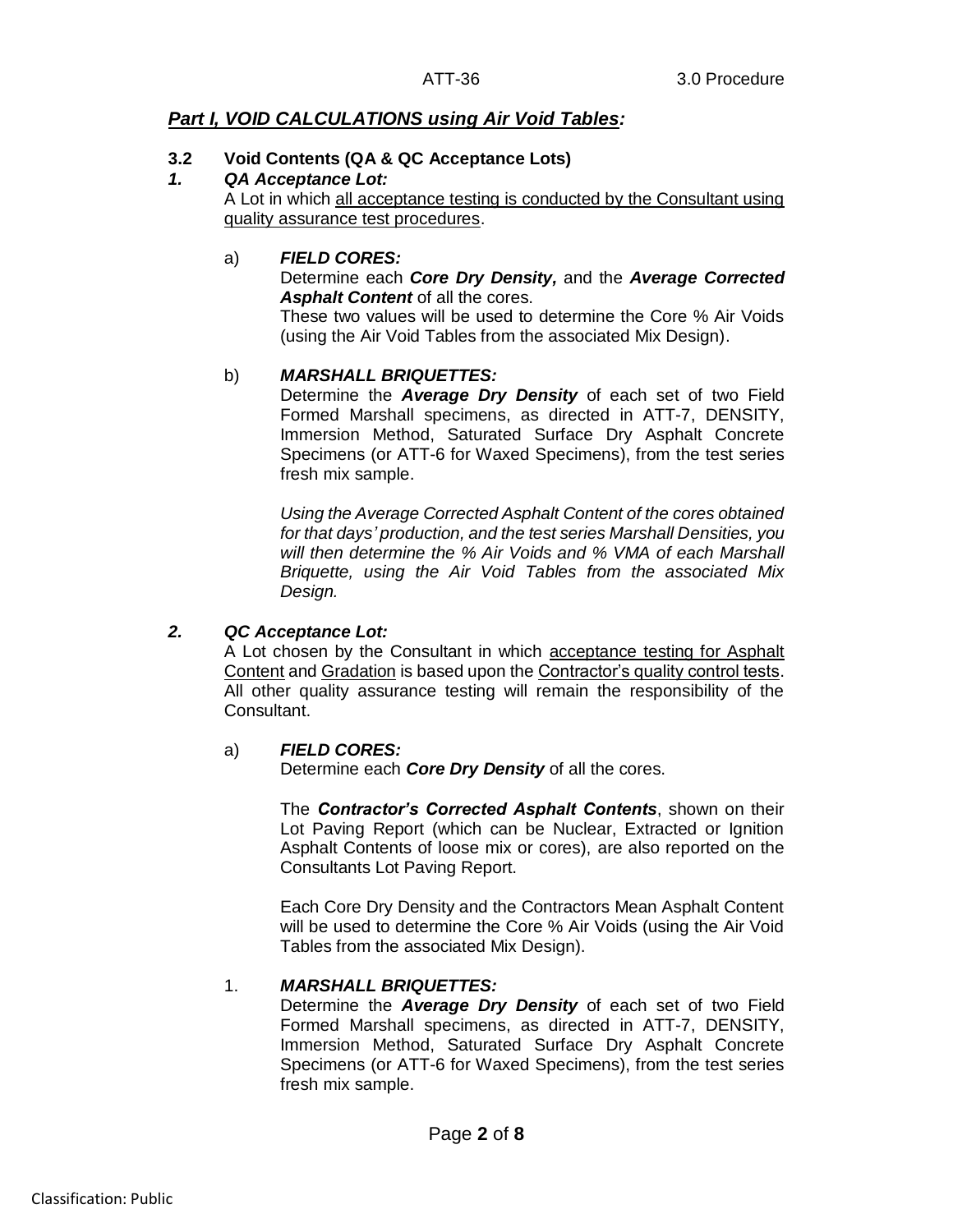## *Part I, VOID CALCULATIONS using Air Void Tables:*

### 3.2 Void Contents (QA & QC Acceptance Lots)

***1. QA Acceptance Lot:***

A Lot in which all acceptance testing is conducted by the Consultant using quality assurance test procedures.

a) ***FIELD CORES:***

Determine each ***Core Dry Density,*** and the ***Average Corrected Asphalt Content*** of all the cores.

These two values will be used to determine the Core % Air Voids (using the Air Void Tables from the associated Mix Design).

b) ***MARSHALL BRIQUETTES:***

Determine the ***Average Dry Density*** of each set of two Field Formed Marshall specimens, as directed in ATT-7, DENSITY, Immersion Method, Saturated Surface Dry Asphalt Concrete Specimens (or ATT-6 for Waxed Specimens), from the test series fresh mix sample.

*Using the Average Corrected Asphalt Content of the cores obtained for that days' production, and the test series Marshall Densities, you will then determine the % Air Voids and % VMA of each Marshall Briquette, using the Air Void Tables from the associated Mix Design.*

***2. QC Acceptance Lot:***

A Lot chosen by the Consultant in which acceptance testing for Asphalt Content and Gradation is based upon the Contractor's quality control tests. All other quality assurance testing will remain the responsibility of the Consultant.

a) ***FIELD CORES:***

Determine each ***Core Dry Density*** of all the cores.

The ***Contractor's Corrected Asphalt Contents***, shown on their Lot Paving Report (which can be Nuclear, Extracted or Ignition Asphalt Contents of loose mix or cores), are also reported on the Consultants Lot Paving Report.

Each Core Dry Density and the Contractors Mean Asphalt Content will be used to determine the Core % Air Voids (using the Air Void Tables from the associated Mix Design).

1. ***MARSHALL BRIQUETTES:***

Determine the ***Average Dry Density*** of each set of two Field Formed Marshall specimens, as directed in ATT-7, DENSITY, Immersion Method, Saturated Surface Dry Asphalt Concrete Specimens (or ATT-6 for Waxed Specimens), from the test series fresh mix sample.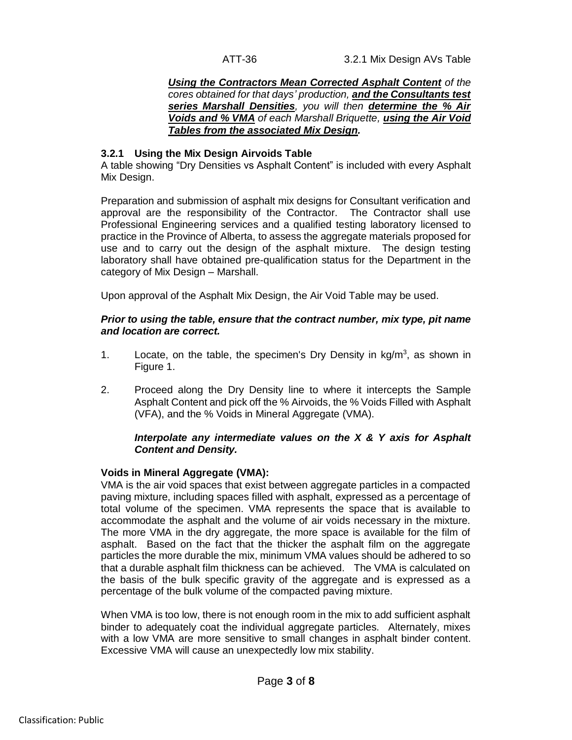***<u>Using the Contractors Mean Corrected Asphalt Content</u>*** *of the cores obtained for that days' production,* ***<u>and the Consultants test series Marshall Densities</u>****, you will then* ***<u>determine the % Air Voids and % VMA</u>*** *of each Marshall Briquette,* ***<u>using the Air Void Tables from the associated Mix Design</u>****.*

### 3.2.1 Using the Mix Design Airvoids Table

A table showing "Dry Densities vs Asphalt Content" is included with every Asphalt Mix Design.

Preparation and submission of asphalt mix designs for Consultant verification and approval are the responsibility of the Contractor. The Contractor shall use Professional Engineering services and a qualified testing laboratory licensed to practice in the Province of Alberta, to assess the aggregate materials proposed for use and to carry out the design of the asphalt mixture. The design testing laboratory shall have obtained pre-qualification status for the Department in the category of Mix Design – Marshall.

Upon approval of the Asphalt Mix Design, the Air Void Table may be used.

***Prior to using the table, ensure that the contract number, mix type, pit name and location are correct.***

1. Locate, on the table, the specimen's Dry Density in kg/m$^3$, as shown in Figure 1.
2. Proceed along the Dry Density line to where it intercepts the Sample Asphalt Content and pick off the % Airvoids, the % Voids Filled with Asphalt (VFA), and the % Voids in Mineral Aggregate (VMA).

   ***Interpolate any intermediate values on the X & Y axis for Asphalt Content and Density.***

**Voids in Mineral Aggregate (VMA):**
VMA is the air void spaces that exist between aggregate particles in a compacted paving mixture, including spaces filled with asphalt, expressed as a percentage of total volume of the specimen. VMA represents the space that is available to accommodate the asphalt and the volume of air voids necessary in the mixture. The more VMA in the dry aggregate, the more space is available for the film of asphalt. Based on the fact that the thicker the asphalt film on the aggregate particles the more durable the mix, minimum VMA values should be adhered to so that a durable asphalt film thickness can be achieved. The VMA is calculated on the basis of the bulk specific gravity of the aggregate and is expressed as a percentage of the bulk volume of the compacted paving mixture.

When VMA is too low, there is not enough room in the mix to add sufficient asphalt binder to adequately coat the individual aggregate particles. Alternately, mixes with a low VMA are more sensitive to small changes in asphalt binder content. Excessive VMA will cause an unexpectedly low mix stability.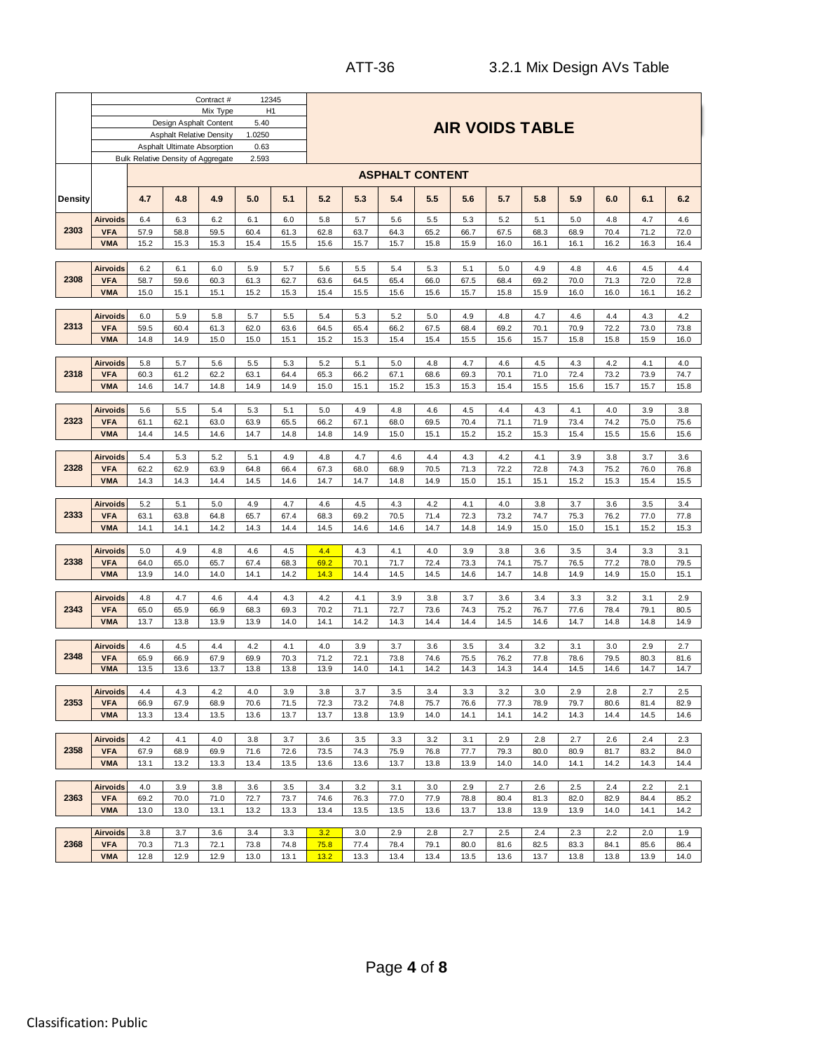ATT-36 3.2.1 Mix Design AVs Table

| | |
|---|---|
| Contract # | 12345 |
| Mix Type | H1 |
| Design Asphalt Content | 5.40 |
| Asphalt Relative Density | 1.0250 |
| Asphalt Ultimate Absorption | 0.63 |
| Bulk Relative Density of Aggregate | 2.593 |

## AIR VOIDS TABLE

| Density | | ASPHALT CONTENT | | | | | | | | | | | | | | | |
|---|---|---|---|---|---|---|---|---|---|---|---|---|---|---|---|---|---|
| | | 4.7 | 4.8 | 4.9 | 5.0 | 5.1 | 5.2 | 5.3 | 5.4 | 5.5 | 5.6 | 5.7 | 5.8 | 5.9 | 6.0 | 6.1 | 6.2 |
| 2303 | Airvoids | 6.4 | 6.3 | 6.2 | 6.1 | 6.0 | 5.8 | 5.7 | 5.6 | 5.5 | 5.3 | 5.2 | 5.1 | 5.0 | 4.8 | 4.7 | 4.6 |
| | VFA | 57.9 | 58.8 | 59.5 | 60.4 | 61.3 | 62.8 | 63.7 | 64.3 | 65.2 | 66.7 | 67.5 | 68.3 | 68.9 | 70.4 | 71.2 | 72.0 |
| | VMA | 15.2 | 15.3 | 15.3 | 15.4 | 15.5 | 15.6 | 15.7 | 15.7 | 15.8 | 15.9 | 16.0 | 16.1 | 16.1 | 16.2 | 16.3 | 16.4 |
| 2308 | Airvoids | 6.2 | 6.1 | 6.0 | 5.9 | 5.7 | 5.6 | 5.5 | 5.4 | 5.3 | 5.1 | 5.0 | 4.9 | 4.8 | 4.6 | 4.5 | 4.4 |
| | VFA | 58.7 | 59.6 | 60.3 | 61.3 | 62.7 | 63.6 | 64.5 | 65.4 | 66.0 | 67.5 | 68.4 | 69.2 | 70.0 | 71.3 | 72.0 | 72.8 |
| | VMA | 15.0 | 15.1 | 15.1 | 15.2 | 15.3 | 15.4 | 15.5 | 15.6 | 15.6 | 15.7 | 15.8 | 15.9 | 16.0 | 16.0 | 16.1 | 16.2 |
| 2313 | Airvoids | 6.0 | 5.9 | 5.8 | 5.7 | 5.5 | 5.4 | 5.3 | 5.2 | 5.0 | 4.9 | 4.8 | 4.7 | 4.6 | 4.4 | 4.3 | 4.2 |
| | VFA | 59.5 | 60.4 | 61.3 | 62.0 | 63.6 | 64.5 | 65.4 | 66.2 | 67.5 | 68.4 | 69.2 | 70.1 | 70.9 | 72.2 | 73.0 | 73.8 |
| | VMA | 14.8 | 14.9 | 15.0 | 15.0 | 15.1 | 15.2 | 15.3 | 15.4 | 15.4 | 15.5 | 15.6 | 15.7 | 15.8 | 15.8 | 15.9 | 16.0 |
| 2318 | Airvoids | 5.8 | 5.7 | 5.6 | 5.5 | 5.3 | 5.2 | 5.1 | 5.0 | 4.8 | 4.7 | 4.6 | 4.5 | 4.3 | 4.2 | 4.1 | 4.0 |
| | VFA | 60.3 | 61.2 | 62.2 | 63.1 | 64.4 | 65.3 | 66.2 | 67.1 | 68.6 | 69.3 | 70.1 | 71.0 | 72.4 | 73.2 | 73.9 | 74.7 |
| | VMA | 14.6 | 14.7 | 14.8 | 14.9 | 14.9 | 15.0 | 15.1 | 15.2 | 15.3 | 15.3 | 15.4 | 15.5 | 15.6 | 15.7 | 15.7 | 15.8 |
| 2323 | Airvoids | 5.6 | 5.5 | 5.4 | 5.3 | 5.1 | 5.0 | 4.9 | 4.8 | 4.6 | 4.5 | 4.4 | 4.3 | 4.1 | 4.0 | 3.9 | 3.8 |
| | VFA | 61.1 | 62.1 | 63.0 | 63.9 | 65.5 | 66.2 | 67.1 | 68.0 | 69.5 | 70.4 | 71.1 | 71.9 | 73.4 | 74.2 | 75.0 | 75.6 |
| | VMA | 14.4 | 14.5 | 14.6 | 14.7 | 14.8 | 14.8 | 14.9 | 15.0 | 15.1 | 15.2 | 15.2 | 15.3 | 15.4 | 15.5 | 15.6 | 15.6 |
| 2328 | Airvoids | 5.4 | 5.3 | 5.2 | 5.1 | 4.9 | 4.8 | 4.7 | 4.6 | 4.4 | 4.3 | 4.2 | 4.1 | 3.9 | 3.8 | 3.7 | 3.6 |
| | VFA | 62.2 | 62.9 | 63.9 | 64.8 | 66.4 | 67.3 | 68.0 | 68.9 | 70.5 | 71.3 | 72.2 | 72.8 | 74.3 | 75.2 | 76.0 | 76.8 |
| | VMA | 14.3 | 14.3 | 14.4 | 14.5 | 14.6 | 14.7 | 14.7 | 14.8 | 14.9 | 15.0 | 15.1 | 15.1 | 15.2 | 15.3 | 15.4 | 15.5 |
| 2333 | Airvoids | 5.2 | 5.1 | 5.0 | 4.9 | 4.7 | 4.6 | 4.5 | 4.3 | 4.2 | 4.1 | 4.0 | 3.8 | 3.7 | 3.6 | 3.5 | 3.4 |
| | VFA | 63.1 | 63.8 | 64.8 | 65.7 | 67.4 | 68.3 | 69.2 | 70.5 | 71.4 | 72.3 | 73.2 | 74.7 | 75.3 | 76.2 | 77.0 | 77.8 |
| | VMA | 14.1 | 14.1 | 14.2 | 14.3 | 14.4 | 14.5 | 14.6 | 14.6 | 14.7 | 14.8 | 14.9 | 15.0 | 15.0 | 15.1 | 15.2 | 15.3 |
| 2338 | Airvoids | 5.0 | 4.9 | 4.8 | 4.6 | 4.5 | 4.4 | 4.3 | 4.1 | 4.0 | 3.9 | 3.8 | 3.6 | 3.5 | 3.4 | 3.3 | 3.1 |
| | VFA | 64.0 | 65.0 | 65.7 | 67.4 | 68.3 | 69.2 | 70.1 | 71.7 | 72.4 | 73.3 | 74.1 | 75.7 | 76.5 | 77.2 | 78.0 | 79.5 |
| | VMA | 13.9 | 14.0 | 14.0 | 14.1 | 14.2 | 14.3 | 14.4 | 14.5 | 14.5 | 14.6 | 14.7 | 14.8 | 14.9 | 14.9 | 15.0 | 15.1 |
| 2343 | Airvoids | 4.8 | 4.7 | 4.6 | 4.4 | 4.3 | 4.2 | 4.1 | 3.9 | 3.8 | 3.7 | 3.6 | 3.4 | 3.3 | 3.2 | 3.1 | 2.9 |
| | VFA | 65.0 | 65.9 | 66.9 | 68.3 | 69.3 | 70.2 | 71.1 | 72.7 | 73.6 | 74.3 | 75.2 | 76.7 | 77.6 | 78.4 | 79.1 | 80.5 |
| | VMA | 13.7 | 13.8 | 13.9 | 13.9 | 14.0 | 14.1 | 14.2 | 14.3 | 14.4 | 14.4 | 14.5 | 14.6 | 14.7 | 14.8 | 14.8 | 14.9 |
| 2348 | Airvoids | 4.6 | 4.5 | 4.4 | 4.2 | 4.1 | 4.0 | 3.9 | 3.7 | 3.6 | 3.5 | 3.4 | 3.2 | 3.1 | 3.0 | 2.9 | 2.7 |
| | VFA | 65.9 | 66.9 | 67.9 | 69.9 | 70.3 | 71.2 | 72.1 | 73.8 | 74.6 | 75.5 | 76.2 | 77.8 | 78.6 | 79.5 | 80.3 | 81.6 |
| | VMA | 13.5 | 13.6 | 13.7 | 13.8 | 13.8 | 13.9 | 14.0 | 14.1 | 14.2 | 14.3 | 14.3 | 14.4 | 14.5 | 14.6 | 14.7 | 14.7 |
| 2353 | Airvoids | 4.4 | 4.3 | 4.2 | 4.0 | 3.9 | 3.8 | 3.7 | 3.5 | 3.4 | 3.3 | 3.2 | 3.0 | 2.9 | 2.8 | 2.7 | 2.5 |
| | VFA | 66.9 | 67.9 | 68.9 | 70.6 | 71.5 | 72.3 | 73.2 | 74.8 | 75.7 | 76.6 | 77.3 | 78.9 | 79.7 | 80.6 | 81.4 | 82.9 |
| | VMA | 13.3 | 13.4 | 13.5 | 13.6 | 13.7 | 13.7 | 13.8 | 13.9 | 14.0 | 14.1 | 14.1 | 14.2 | 14.3 | 14.4 | 14.5 | 14.6 |
| 2358 | Airvoids | 4.2 | 4.1 | 4.0 | 3.8 | 3.7 | 3.6 | 3.5 | 3.3 | 3.2 | 3.1 | 2.9 | 2.8 | 2.7 | 2.6 | 2.4 | 2.3 |
| | VFA | 67.9 | 68.9 | 69.9 | 71.6 | 72.6 | 73.5 | 74.3 | 75.9 | 76.8 | 77.7 | 79.3 | 80.0 | 80.9 | 81.7 | 83.2 | 84.0 |
| | VMA | 13.1 | 13.2 | 13.3 | 13.4 | 13.5 | 13.6 | 13.6 | 13.7 | 13.8 | 13.9 | 14.0 | 14.0 | 14.1 | 14.2 | 14.3 | 14.4 |
| 2363 | Airvoids | 4.0 | 3.9 | 3.8 | 3.6 | 3.5 | 3.4 | 3.2 | 3.1 | 3.0 | 2.9 | 2.7 | 2.6 | 2.5 | 2.4 | 2.2 | 2.1 |
| | VFA | 69.2 | 70.0 | 71.0 | 72.7 | 73.7 | 74.6 | 76.3 | 77.0 | 77.9 | 78.8 | 80.4 | 81.3 | 82.0 | 82.9 | 84.4 | 85.2 |
| | VMA | 13.0 | 13.0 | 13.1 | 13.2 | 13.3 | 13.4 | 13.5 | 13.5 | 13.6 | 13.7 | 13.8 | 13.9 | 13.9 | 14.0 | 14.1 | 14.2 |
| 2368 | Airvoids | 3.8 | 3.7 | 3.6 | 3.4 | 3.3 | 3.2 | 3.0 | 2.9 | 2.8 | 2.7 | 2.5 | 2.4 | 2.3 | 2.2 | 2.0 | 1.9 |
| | VFA | 70.3 | 71.3 | 72.1 | 73.8 | 74.8 | 75.8 | 77.4 | 78.4 | 79.1 | 80.0 | 81.6 | 82.5 | 83.3 | 84.1 | 85.6 | 86.4 |
| | VMA | 12.8 | 12.9 | 12.9 | 13.0 | 13.1 | 13.2 | 13.3 | 13.4 | 13.4 | 13.5 | 13.6 | 13.7 | 13.8 | 13.8 | 13.9 | 14.0 |

Classification: Public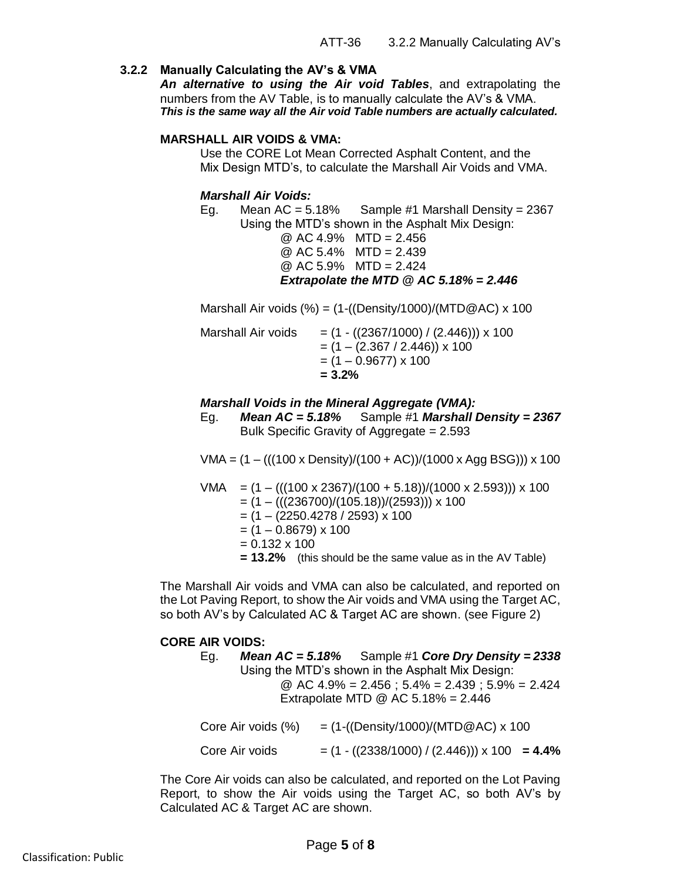### 3.2.2 Manually Calculating the AV's & VMA

***An alternative to using the Air void Tables***, and extrapolating the numbers from the AV Table, is to manually calculate the AV's & VMA.
***This is the same way all the Air void Table numbers are actually calculated.***

**MARSHALL AIR VOIDS & VMA:**

Use the CORE Lot Mean Corrected Asphalt Content, and the Mix Design MTD's, to calculate the Marshall Air Voids and VMA.

***Marshall Air Voids:***

Eg. Mean AC = 5.18% Sample #1 Marshall Density = 2367
Using the MTD's shown in the Asphalt Mix Design:
@ AC 4.9% MTD = 2.456
@ AC 5.4% MTD = 2.439
@ AC 5.9% MTD = 2.424
***Extrapolate the MTD @ AC 5.18% = 2.446***

Marshall Air voids (%) = (1-((Density/1000)/(MTD@AC) x 100

Marshall Air voids = (1 - ((2367/1000) / (2.446))) x 100
= (1 – (2.367 / 2.446)) x 100
= (1 – 0.9677) x 100
**= 3.2%**

***Marshall Voids in the Mineral Aggregate (VMA):***

Eg. ***Mean AC = 5.18%*** Sample #1 ***Marshall Density = 2367***
Bulk Specific Gravity of Aggregate = 2.593

VMA = (1 – (((100 x Density)/(100 + AC))/(1000 x Agg BSG))) x 100

VMA = (1 – (((100 x 2367)/(100 + 5.18))/(1000 x 2.593))) x 100
= (1 – (((236700)/(105.18))/(2593))) x 100
= (1 – (2250.4278 / 2593) x 100
= (1 – 0.8679) x 100
= 0.132 x 100
**= 13.2%** (this should be the same value as in the AV Table)

The Marshall Air voids and VMA can also be calculated, and reported on the Lot Paving Report, to show the Air voids and VMA using the Target AC, so both AV's by Calculated AC & Target AC are shown. (see Figure 2)

**CORE AIR VOIDS:**

Eg. ***Mean AC = 5.18%*** Sample #1 ***Core Dry Density = 2338***
Using the MTD's shown in the Asphalt Mix Design:
@ AC 4.9% = 2.456 ; 5.4% = 2.439 ; 5.9% = 2.424
Extrapolate MTD @ AC 5.18% = 2.446

Core Air voids (%) = (1-((Density/1000)/(MTD@AC) x 100

Core Air voids = (1 - ((2338/1000) / (2.446))) x 100 **= 4.4%**

The Core Air voids can also be calculated, and reported on the Lot Paving Report, to show the Air voids using the Target AC, so both AV's by Calculated AC & Target AC are shown.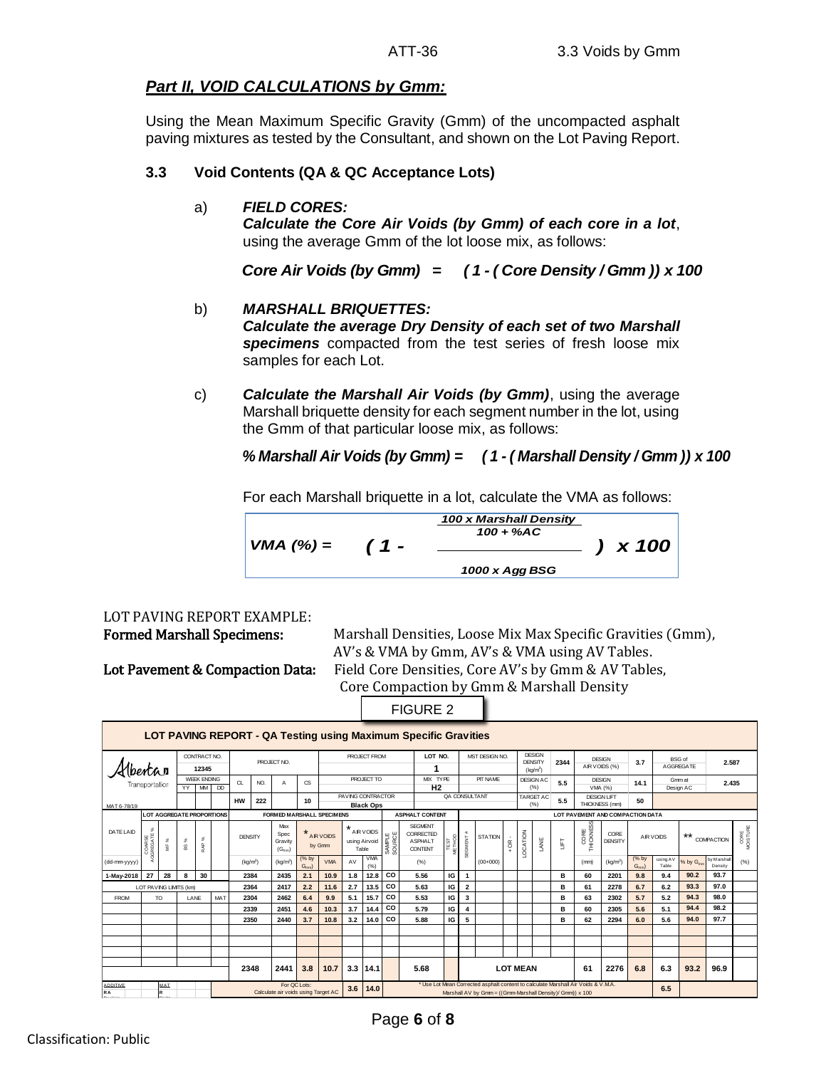## *Part II, VOID CALCULATIONS by Gmm:*

Using the Mean Maximum Specific Gravity (Gmm) of the uncompacted asphalt paving mixtures as tested by the Consultant, and shown on the Lot Paving Report.

### 3.3 Void Contents (QA & QC Acceptance Lots)

a) ***FIELD CORES:***
***Calculate the Core Air Voids (by Gmm) of each core in a lot***, using the average Gmm of the lot loose mix, as follows:

$$\textit{Core Air Voids (by Gmm)} = (1 - (\textit{Core Density} / \textit{Gmm})) \times 100$$

b) ***MARSHALL BRIQUETTES:***
***Calculate the average Dry Density of each set of two Marshall specimens*** compacted from the test series of fresh loose mix samples for each Lot.

c) ***Calculate the Marshall Air Voids (by Gmm)***, using the average Marshall briquette density for each segment number in the lot, using the Gmm of that particular loose mix, as follows:

$$\textit{\% Marshall Air Voids (by Gmm)} = (1 - (\textit{Marshall Density} / \textit{Gmm})) \times 100$$

For each Marshall briquette in a lot, calculate the VMA as follows:

$$VMA\ (\%) = \left(1 - \frac{\dfrac{100 \times \text{Marshall Density}}{100 + \%AC}}{1000 \times \text{Agg BSG}}\right) \times 100$$

LOT PAVING REPORT EXAMPLE:

**Formed Marshall Specimens:** Marshall Densities, Loose Mix Max Specific Gravities (Gmm), AV's & VMA by Gmm, AV's & VMA using AV Tables.

**Lot Pavement & Compaction Data:** Field Core Densities, Core AV's by Gmm & AV Tables, Core Compaction by Gmm & Marshall Density

FIGURE 2

**LOT PAVING REPORT - QA Testing using Maximum Specific Gravities**

| Alberta Transportation | | | | CONTRACT NO. 12345 | PROJECT NO. | | | | PROJECT FROM | LOT NO. 1 | MST DESIGN NO. | DESIGN DENSITY (kg/m³) | 2344 | DESIGN AIR VOIDS (%) | 3.7 | BSG of AGGREGATE | 2.587 |
|---|---|---|---|---|---|---|---|---|---|---|---|---|---|---|---|---|---|
| | | | | WEEK ENDING YY MM DD | CL | NO. | A | CS | PROJECT TO | MIX TYPE H2 | PIT NAME | DESIGN AC (%) | 5.5 | DESIGN VMA (%) | 14.1 | Gmm at Design AC | 2.435 |
| MAT 6-78/19 | | | | | HW | 222 | | 10 | PAVING CONTRACTOR Black Ops | | QA CONSULTANT | TARGET AC (%) | 5.5 | DESIGN LIFT THICKNESS (mm) | 50 | | |

| DATE LAID | COARSE AGGREGATE % | MF % | BS % | RAP % | | DENSITY | Max Spec Gravity ($G_{mm}$) | * AIR VOIDS by Gmm (% by $G_{mm}$) | VMA | * AIR VOIDS using Airvoid Table AV | VMA (%) | SAMPLE SOURCE | SEGMENT CORRECTED ASPHALT CONTENT (%) | TEST METHOD | SEGMENT # | STATION (00+000) | + OR - | LOCATION | LANE | LIFT | CORE THICKNESS (mm) | CORE DENSITY (kg/m³) | AIR VOIDS (% by $G_{mm}$) | AIR VOIDS using AV Table | ** COMPACTION % by $G_{mm}$ | ** COMPACTION by Marshall Density | CORE MOISTURE (%) |
|---|---|---|---|---|---|---|---|---|---|---|---|---|---|---|---|---|---|---|---|---|---|---|---|---|---|---|---|
| (dd-mm-yyyy) | | | | | | (kg/m³) | (kg/m³) | | | | | | | | | | | | | | | | | | | | |
| 1-May-2018 | 27 | 28 | 8 | 30 | | 2384 | 2435 | 2.1 | 10.9 | 1.8 | 12.8 | CO | 5.56 | IG | 1 | | | | | B | 60 | 2201 | 9.8 | 9.4 | 90.2 | 93.7 | |
| LOT PAVING LIMITS (km) | | | | | | 2364 | 2417 | 2.2 | 11.6 | 2.7 | 13.5 | CO | 5.63 | IG | 2 | | | | | B | 61 | 2278 | 6.7 | 6.2 | 93.3 | 97.0 | |
| FROM | TO | | LANE | | MAT | 2304 | 2462 | 6.4 | 9.9 | 5.1 | 15.7 | CO | 5.53 | IG | 3 | | | | | B | 63 | 2302 | 5.7 | 5.2 | 94.3 | 98.0 | |
| | | | | | | 2339 | 2451 | 4.6 | 10.3 | 3.7 | 14.4 | CO | 5.79 | IG | 4 | | | | | B | 60 | 2305 | 5.6 | 5.1 | 94.4 | 98.2 | |
| | | | | | | 2350 | 2440 | 3.7 | 10.8 | 3.2 | 14.0 | CO | 5.88 | IG | 5 | | | | | B | 62 | 2294 | 6.0 | 5.6 | 94.0 | 97.7 | |
| | | | | | | 2348 | 2441 | 3.8 | 10.7 | 3.3 | 14.1 | | 5.68 | | LOT MEAN | | | | | | 61 | 2276 | 6.8 | 6.3 | 93.2 | 96.9 | |
| ADDITIVE | | MAT | | | | For QC Lots: Calculate air voids using Target AC | | | | 3.6 | 14.0 | | * Use Lot Mean Corrected asphalt content to calculate Marshall Air Voids & V.M.A. Marshall AV by Gmm = ((Gmm-Marshall Density)/ Gmm)) x 100 | | | | | | | | | | | 6.5 | | | |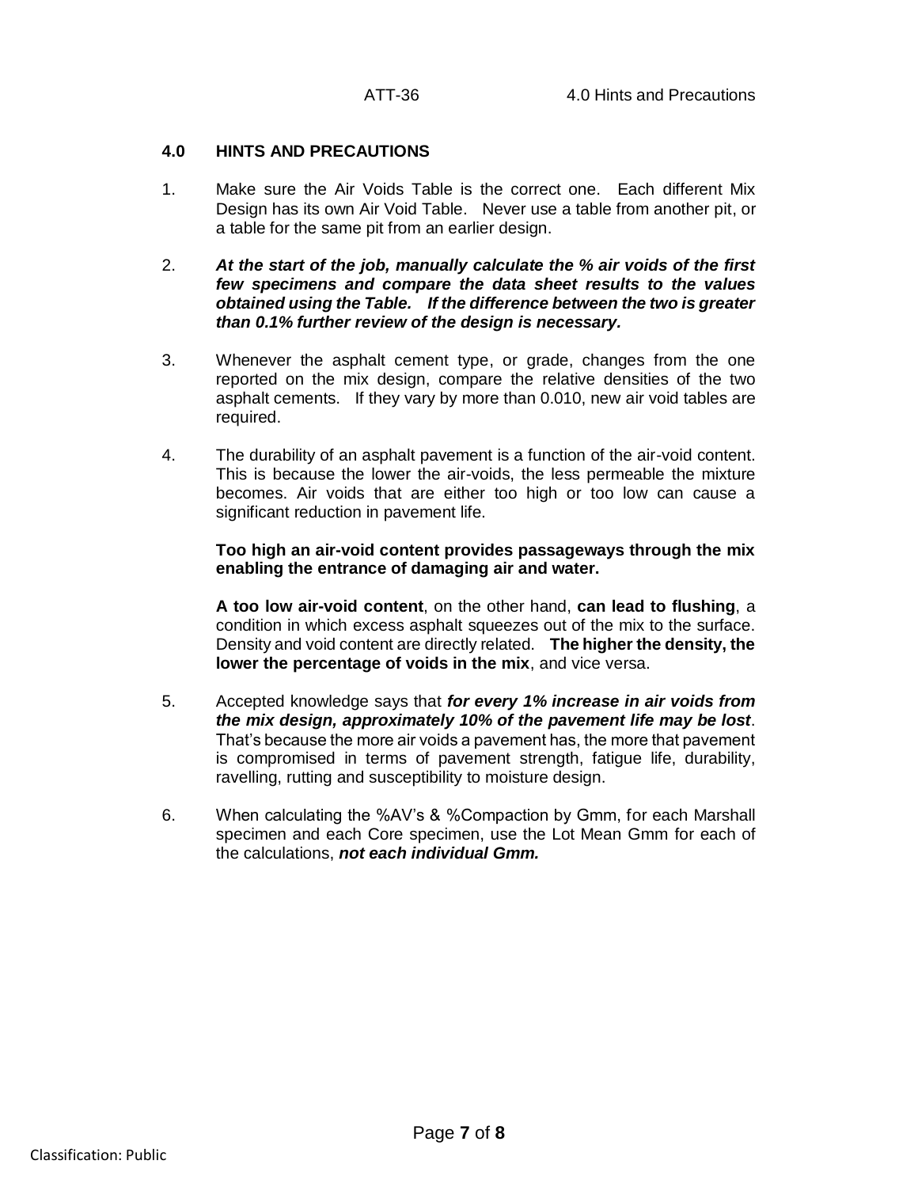## 4.0 HINTS AND PRECAUTIONS

1. Make sure the Air Voids Table is the correct one. Each different Mix Design has its own Air Void Table. Never use a table from another pit, or a table for the same pit from an earlier design.

2. ***At the start of the job, manually calculate the % air voids of the first few specimens and compare the data sheet results to the values obtained using the Table. If the difference between the two is greater than 0.1% further review of the design is necessary.***

3. Whenever the asphalt cement type, or grade, changes from the one reported on the mix design, compare the relative densities of the two asphalt cements. If they vary by more than 0.010, new air void tables are required.

4. The durability of an asphalt pavement is a function of the air-void content. This is because the lower the air-voids, the less permeable the mixture becomes. Air voids that are either too high or too low can cause a significant reduction in pavement life.

   **Too high an air-void content provides passageways through the mix enabling the entrance of damaging air and water.**

   **A too low air-void content**, on the other hand, **can lead to flushing**, a condition in which excess asphalt squeezes out of the mix to the surface. Density and void content are directly related. **The higher the density, the lower the percentage of voids in the mix**, and vice versa.

5. Accepted knowledge says that ***for every 1% increase in air voids from the mix design, approximately 10% of the pavement life may be lost***. That's because the more air voids a pavement has, the more that pavement is compromised in terms of pavement strength, fatigue life, durability, ravelling, rutting and susceptibility to moisture design.

6. When calculating the %AV's & %Compaction by Gmm, for each Marshall specimen and each Core specimen, use the Lot Mean Gmm for each of the calculations, ***not each individual Gmm.***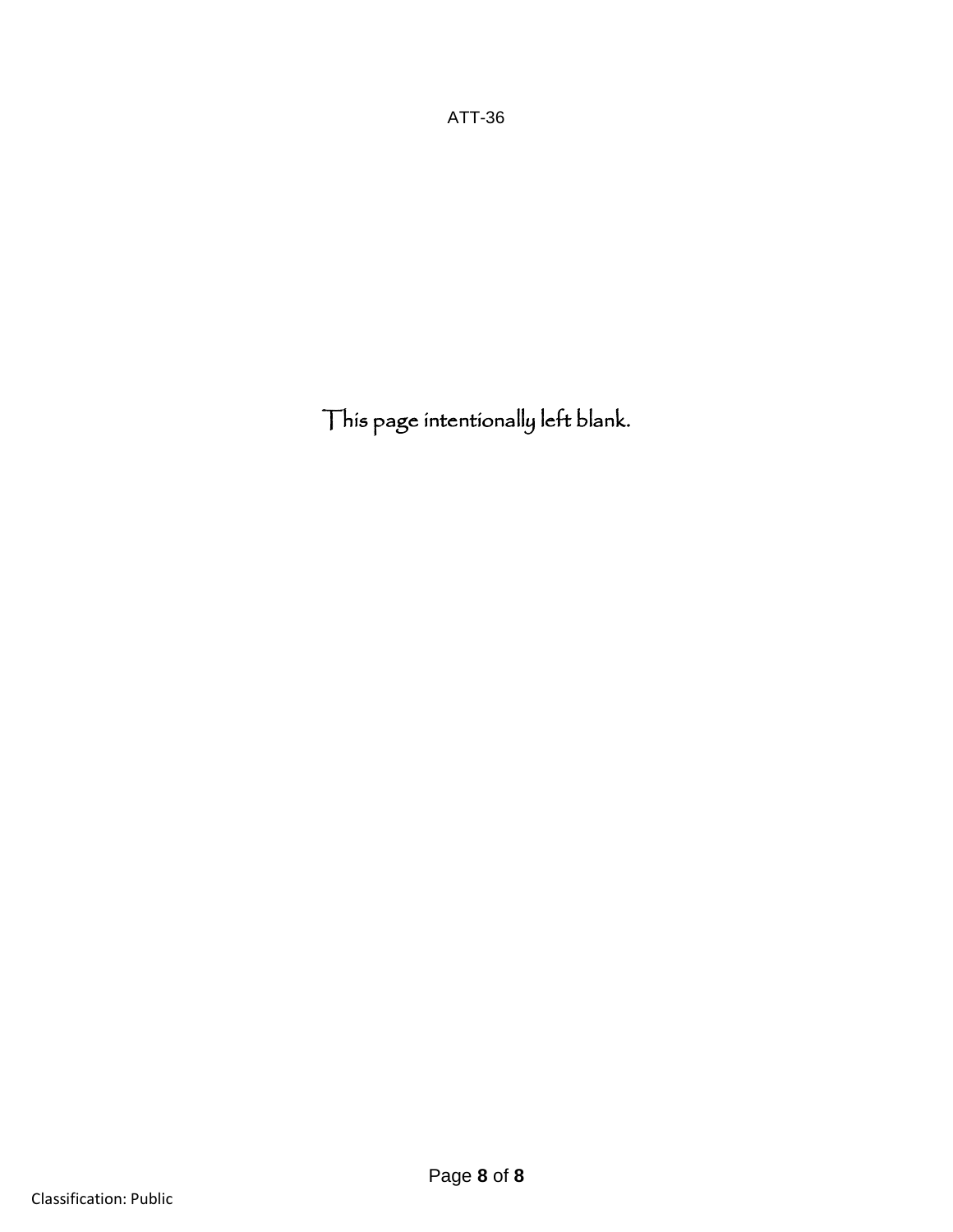ATT-36

This page intentionally left blank.

Classification: Public